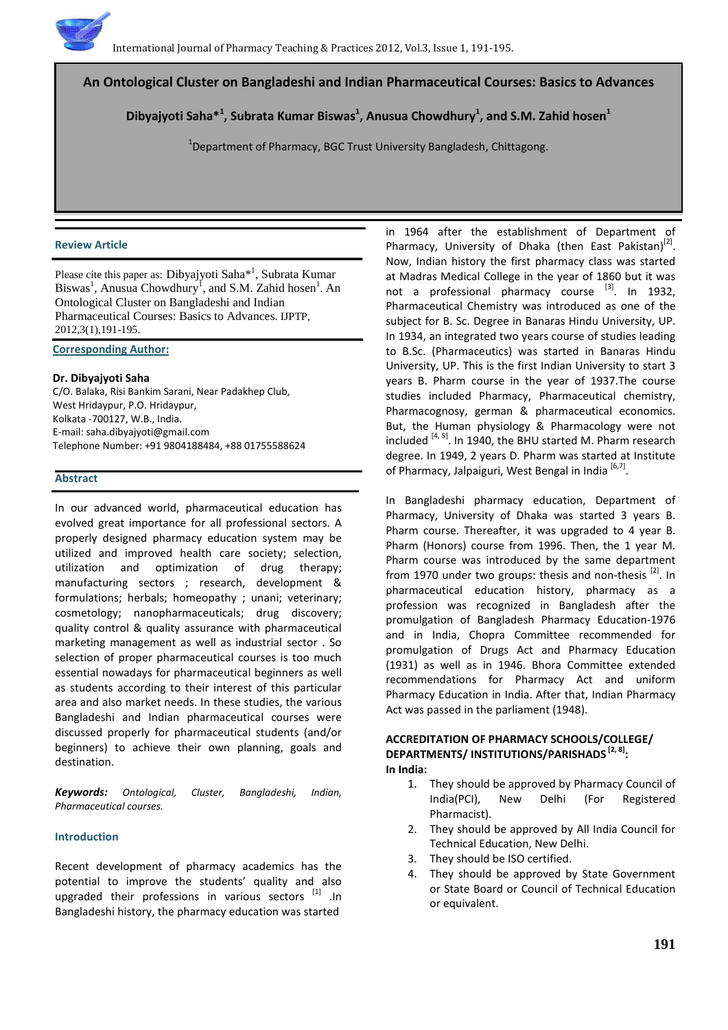# An Ontological Cluster on Bangladeshi and Indian Pharmaceutical Courses: Basics to Advances

**Dibyajyoti Saha*[1], Subrata Kumar Biswas[1], Anusua Chowdhury[1], and S.M. Zahid hosen[1]**

[1]Department of Pharmacy, BGC Trust University Bangladesh, Chittagong.

**Review Article**

Please cite this paper as: Dibyajyoti Saha*[1], Subrata Kumar Biswas[1], Anusua Chowdhury[1], and S.M. Zahid hosen[1]. An Ontological Cluster on Bangladeshi and Indian Pharmaceutical Courses: Basics to Advances. IJPTP, 2012,3(1),191-195.

**Corresponding Author:**

**Dr. Dibyajyoti Saha**
C/O. Balaka, Risi Bankim Sarani, Near Padakhep Club,
West Hridaypur, P.O. Hridaypur,
Kolkata -700127, W.B., India.
E-mail: saha.dibyajyoti@gmail.com
Telephone Number: +91 9804188484, +88 01755588624

## Abstract

In our advanced world, pharmaceutical education has evolved great importance for all professional sectors. A properly designed pharmacy education system may be utilized and improved health care society; selection, utilization and optimization of drug therapy; manufacturing sectors ; research, development & formulations; herbals; homeopathy ; unani; veterinary; cosmetology; nanopharmaceuticals; drug discovery; quality control & quality assurance with pharmaceutical marketing management as well as industrial sector . So selection of proper pharmaceutical courses is too much essential nowadays for pharmaceutical beginners as well as students according to their interest of this particular area and also market needs. In these studies, the various Bangladeshi and Indian pharmaceutical courses were discussed properly for pharmaceutical students (and/or beginners) to achieve their own planning, goals and destination.

***Keywords:*** *Ontological, Cluster, Bangladeshi, Indian, Pharmaceutical courses.*

## Introduction

Recent development of pharmacy academics has the potential to improve the students' quality and also upgraded their professions in various sectors [1] .In Bangladeshi history, the pharmacy education was started in 1964 after the establishment of Department of Pharmacy, University of Dhaka (then East Pakistan)[2]. Now, Indian history the first pharmacy class was started at Madras Medical College in the year of 1860 but it was not a professional pharmacy course [3]. In 1932, Pharmaceutical Chemistry was introduced as one of the subject for B. Sc. Degree in Banaras Hindu University, UP. In 1934, an integrated two years course of studies leading to B.Sc. (Pharmaceutics) was started in Banaras Hindu University, UP. This is the first Indian University to start 3 years B. Pharm course in the year of 1937.The course studies included Pharmacy, Pharmaceutical chemistry, Pharmacognosy, german & pharmaceutical economics. But, the Human physiology & Pharmacology were not included [4, 5]. In 1940, the BHU started M. Pharm research degree. In 1949, 2 years D. Pharm was started at Institute of Pharmacy, Jalpaiguri, West Bengal in India [6,7].

In Bangladeshi pharmacy education, Department of Pharmacy, University of Dhaka was started 3 years B. Pharm course. Thereafter, it was upgraded to 4 year B. Pharm (Honors) course from 1996. Then, the 1 year M. Pharm course was introduced by the same department from 1970 under two groups: thesis and non-thesis [2]. In pharmaceutical education history, pharmacy as a profession was recognized in Bangladesh after the promulgation of Bangladesh Pharmacy Education-1976 and in India, Chopra Committee recommended for promulgation of Drugs Act and Pharmacy Education (1931) as well as in 1946. Bhora Committee extended recommendations for Pharmacy Act and uniform Pharmacy Education in India. After that, Indian Pharmacy Act was passed in the parliament (1948).

### ACCREDITATION OF PHARMACY SCHOOLS/COLLEGE/ DEPARTMENTS/ INSTITUTIONS/PARISHADS [2, 8]:

**In India:**

1. They should be approved by Pharmacy Council of India(PCI), New Delhi (For Registered Pharmacist).
2. They should be approved by All India Council for Technical Education, New Delhi.
3. They should be ISO certified.
4. They should be approved by State Government or State Board or Council of Technical Education or equivalent.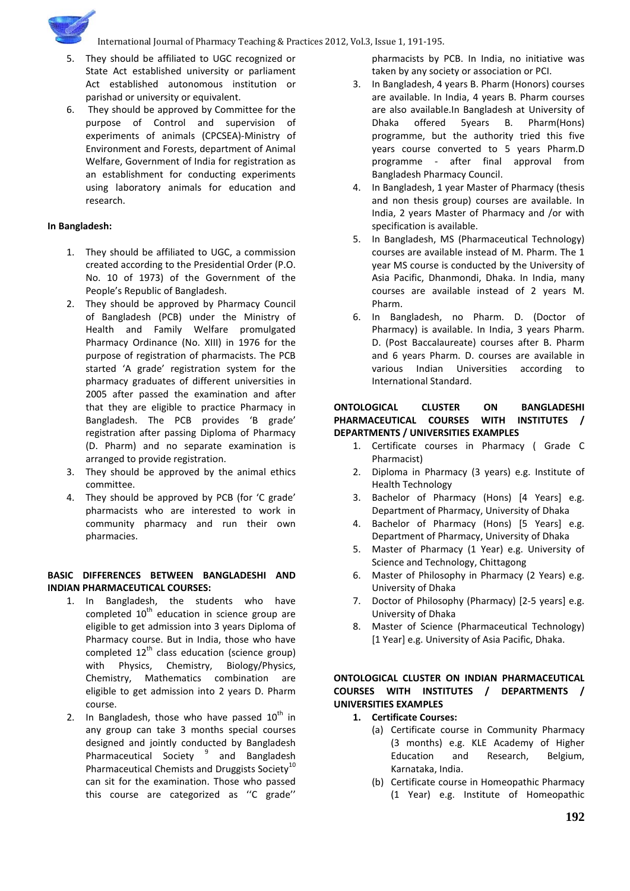5. They should be affiliated to UGC recognized or State Act established university or parliament Act established autonomous institution or parishad or university or equivalent.
6. They should be approved by Committee for the purpose of Control and supervision of experiments of animals (CPCSEA)-Ministry of Environment and Forests, department of Animal Welfare, Government of India for registration as an establishment for conducting experiments using laboratory animals for education and research.

**In Bangladesh:**

1. They should be affiliated to UGC, a commission created according to the Presidential Order (P.O. No. 10 of 1973) of the Government of the People's Republic of Bangladesh.
2. They should be approved by Pharmacy Council of Bangladesh (PCB) under the Ministry of Health and Family Welfare promulgated Pharmacy Ordinance (No. XIII) in 1976 for the purpose of registration of pharmacists. The PCB started 'A grade' registration system for the pharmacy graduates of different universities in 2005 after passed the examination and after that they are eligible to practice Pharmacy in Bangladesh. The PCB provides 'B grade' registration after passing Diploma of Pharmacy (D. Pharm) and no separate examination is arranged to provide registration.
3. They should be approved by the animal ethics committee.
4. They should be approved by PCB (for 'C grade' pharmacists who are interested to work in community pharmacy and run their own pharmacies.

**BASIC DIFFERENCES BETWEEN BANGLADESHI AND INDIAN PHARMACEUTICAL COURSES:**

1. In Bangladesh, the students who have completed 10th education in science group are eligible to get admission into 3 years Diploma of Pharmacy course. But in India, those who have completed 12th class education (science group) with Physics, Chemistry, Biology/Physics, Chemistry, Mathematics combination are eligible to get admission into 2 years D. Pharm course.
2. In Bangladesh, those who have passed 10th in any group can take 3 months special courses designed and jointly conducted by Bangladesh Pharmaceutical Society [9] and Bangladesh Pharmaceutical Chemists and Druggists Society[10] can sit for the examination. Those who passed this course are categorized as ''C grade'' pharmacists by PCB. In India, no initiative was taken by any society or association or PCI.
3. In Bangladesh, 4 years B. Pharm (Honors) courses are available. In India, 4 years B. Pharm courses are also available.In Bangladesh at University of Dhaka offered 5years B. Pharm(Hons) programme, but the authority tried this five years course converted to 5 years Pharm.D programme - after final approval from Bangladesh Pharmacy Council.
4. In Bangladesh, 1 year Master of Pharmacy (thesis and non thesis group) courses are available. In India, 2 years Master of Pharmacy and /or with specification is available.
5. In Bangladesh, MS (Pharmaceutical Technology) courses are available instead of M. Pharm. The 1 year MS course is conducted by the University of Asia Pacific, Dhanmondi, Dhaka. In India, many courses are available instead of 2 years M. Pharm.
6. In Bangladesh, no Pharm. D. (Doctor of Pharmacy) is available. In India, 3 years Pharm. D. (Post Baccalaureate) courses after B. Pharm and 6 years Pharm. D. courses are available in various Indian Universities according to International Standard.

**ONTOLOGICAL CLUSTER ON BANGLADESHI PHARMACEUTICAL COURSES WITH INSTITUTES / DEPARTMENTS / UNIVERSITIES EXAMPLES**

1. Certificate courses in Pharmacy ( Grade C Pharmacist)
2. Diploma in Pharmacy (3 years) e.g. Institute of Health Technology
3. Bachelor of Pharmacy (Hons) [4 Years] e.g. Department of Pharmacy, University of Dhaka
4. Bachelor of Pharmacy (Hons) [5 Years] e.g. Department of Pharmacy, University of Dhaka
5. Master of Pharmacy (1 Year) e.g. University of Science and Technology, Chittagong
6. Master of Philosophy in Pharmacy (2 Years) e.g. University of Dhaka
7. Doctor of Philosophy (Pharmacy) [2-5 years] e.g. University of Dhaka
8. Master of Science (Pharmaceutical Technology) [1 Year] e.g. University of Asia Pacific, Dhaka.

**ONTOLOGICAL CLUSTER ON INDIAN PHARMACEUTICAL COURSES WITH INSTITUTES / DEPARTMENTS / UNIVERSITIES EXAMPLES**

1. **Certificate Courses:**
   (a) Certificate course in Community Pharmacy (3 months) e.g. KLE Academy of Higher Education and Research, Belgium, Karnataka, India.
   (b) Certificate course in Homeopathic Pharmacy (1 Year) e.g. Institute of Homeopathic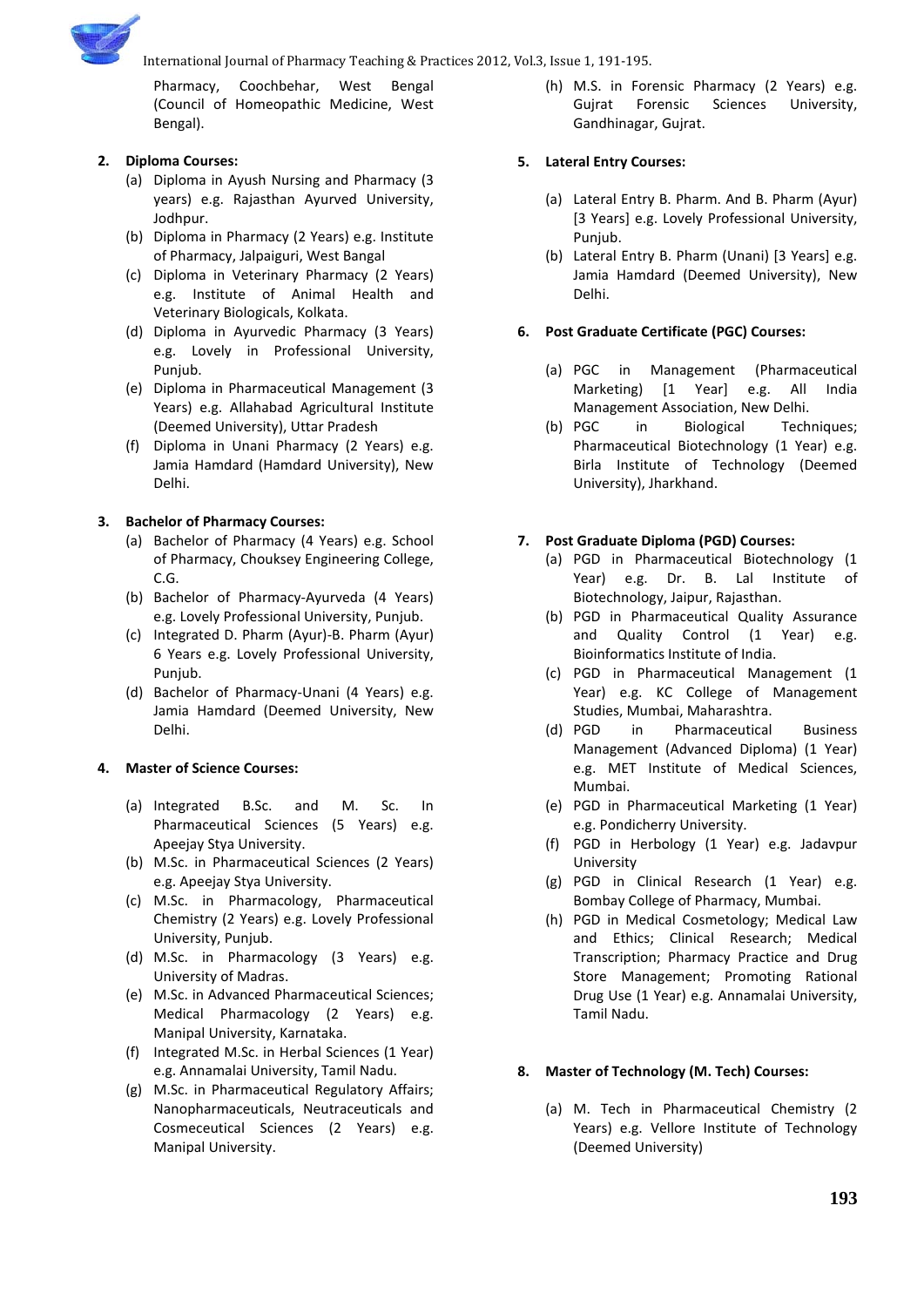Pharmacy, Coochbehar, West Bengal (Council of Homeopathic Medicine, West Bengal).

2. **Diploma Courses:**
   (a) Diploma in Ayush Nursing and Pharmacy (3 years) e.g. Rajasthan Ayurved University, Jodhpur.
   (b) Diploma in Pharmacy (2 Years) e.g. Institute of Pharmacy, Jalpaiguri, West Bangal
   (c) Diploma in Veterinary Pharmacy (2 Years) e.g. Institute of Animal Health and Veterinary Biologicals, Kolkata.
   (d) Diploma in Ayurvedic Pharmacy (3 Years) e.g. Lovely in Professional University, Punjub.
   (e) Diploma in Pharmaceutical Management (3 Years) e.g. Allahabad Agricultural Institute (Deemed University), Uttar Pradesh
   (f) Diploma in Unani Pharmacy (2 Years) e.g. Jamia Hamdard (Hamdard University), New Delhi.

3. **Bachelor of Pharmacy Courses:**
   (a) Bachelor of Pharmacy (4 Years) e.g. School of Pharmacy, Chouksey Engineering College, C.G.
   (b) Bachelor of Pharmacy-Ayurveda (4 Years) e.g. Lovely Professional University, Punjub.
   (c) Integrated D. Pharm (Ayur)-B. Pharm (Ayur) 6 Years e.g. Lovely Professional University, Punjub.
   (d) Bachelor of Pharmacy-Unani (4 Years) e.g. Jamia Hamdard (Deemed University, New Delhi.

4. **Master of Science Courses:**
   (a) Integrated B.Sc. and M. Sc. In Pharmaceutical Sciences (5 Years) e.g. Apeejay Stya University.
   (b) M.Sc. in Pharmaceutical Sciences (2 Years) e.g. Apeejay Stya University.
   (c) M.Sc. in Pharmacology, Pharmaceutical Chemistry (2 Years) e.g. Lovely Professional University, Punjub.
   (d) M.Sc. in Pharmacology (3 Years) e.g. University of Madras.
   (e) M.Sc. in Advanced Pharmaceutical Sciences; Medical Pharmacology (2 Years) e.g. Manipal University, Karnataka.
   (f) Integrated M.Sc. in Herbal Sciences (1 Year) e.g. Annamalai University, Tamil Nadu.
   (g) M.Sc. in Pharmaceutical Regulatory Affairs; Nanopharmaceuticals, Neutraceuticals and Cosmeceutical Sciences (2 Years) e.g. Manipal University.
   (h) M.S. in Forensic Pharmacy (2 Years) e.g. Gujrat Forensic Sciences University, Gandhinagar, Gujrat.

5. **Lateral Entry Courses:**
   (a) Lateral Entry B. Pharm. And B. Pharm (Ayur) [3 Years] e.g. Lovely Professional University, Punjub.
   (b) Lateral Entry B. Pharm (Unani) [3 Years] e.g. Jamia Hamdard (Deemed University), New Delhi.

6. **Post Graduate Certificate (PGC) Courses:**
   (a) PGC in Management (Pharmaceutical Marketing) [1 Year] e.g. All India Management Association, New Delhi.
   (b) PGC in Biological Techniques; Pharmaceutical Biotechnology (1 Year) e.g. Birla Institute of Technology (Deemed University), Jharkhand.

7. **Post Graduate Diploma (PGD) Courses:**
   (a) PGD in Pharmaceutical Biotechnology (1 Year) e.g. Dr. B. Lal Institute of Biotechnology, Jaipur, Rajasthan.
   (b) PGD in Pharmaceutical Quality Assurance and Quality Control (1 Year) e.g. Bioinformatics Institute of India.
   (c) PGD in Pharmaceutical Management (1 Year) e.g. KC College of Management Studies, Mumbai, Maharashtra.
   (d) PGD in Pharmaceutical Business Management (Advanced Diploma) (1 Year) e.g. MET Institute of Medical Sciences, Mumbai.
   (e) PGD in Pharmaceutical Marketing (1 Year) e.g. Pondicherry University.
   (f) PGD in Herbology (1 Year) e.g. Jadavpur University
   (g) PGD in Clinical Research (1 Year) e.g. Bombay College of Pharmacy, Mumbai.
   (h) PGD in Medical Cosmetology; Medical Law and Ethics; Clinical Research; Medical Transcription; Pharmacy Practice and Drug Store Management; Promoting Rational Drug Use (1 Year) e.g. Annamalai University, Tamil Nadu.

8. **Master of Technology (M. Tech) Courses:**
   (a) M. Tech in Pharmaceutical Chemistry (2 Years) e.g. Vellore Institute of Technology (Deemed University)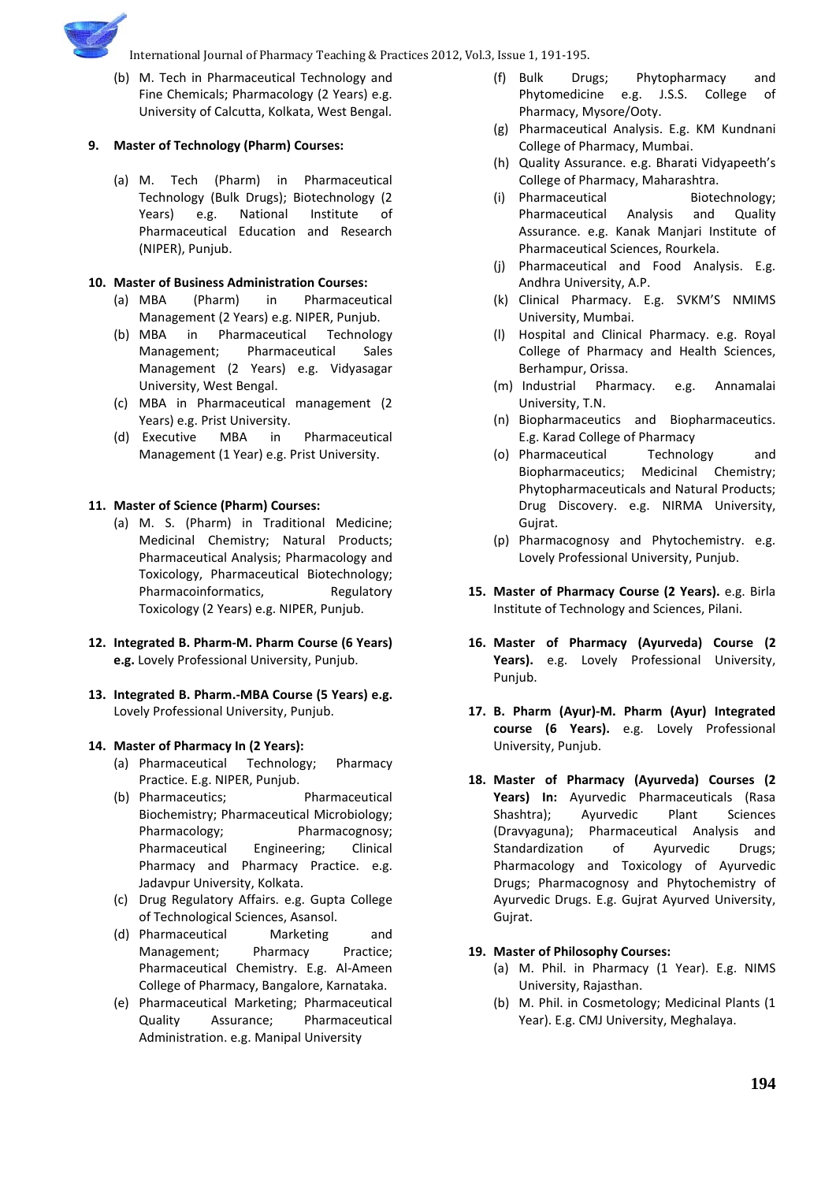(b) M. Tech in Pharmaceutical Technology and Fine Chemicals; Pharmacology (2 Years) e.g. University of Calcutta, Kolkata, West Bengal.

9. **Master of Technology (Pharm) Courses:**

   (a) M. Tech (Pharm) in Pharmaceutical Technology (Bulk Drugs); Biotechnology (2 Years) e.g. National Institute of Pharmaceutical Education and Research (NIPER), Punjub.

10. **Master of Business Administration Courses:**
    (a) MBA (Pharm) in Pharmaceutical Management (2 Years) e.g. NIPER, Punjub.
    (b) MBA in Pharmaceutical Technology Management; Pharmaceutical Sales Management (2 Years) e.g. Vidyasagar University, West Bengal.
    (c) MBA in Pharmaceutical management (2 Years) e.g. Prist University.
    (d) Executive MBA in Pharmaceutical Management (1 Year) e.g. Prist University.

11. **Master of Science (Pharm) Courses:**
    (a) M. S. (Pharm) in Traditional Medicine; Medicinal Chemistry; Natural Products; Pharmaceutical Analysis; Pharmacology and Toxicology, Pharmaceutical Biotechnology; Pharmacoinformatics, Regulatory Toxicology (2 Years) e.g. NIPER, Punjub.

12. **Integrated B. Pharm-M. Pharm Course (6 Years) e.g.** Lovely Professional University, Punjub.

13. **Integrated B. Pharm.-MBA Course (5 Years) e.g.** Lovely Professional University, Punjub.

14. **Master of Pharmacy In (2 Years):**
    (a) Pharmaceutical Technology; Pharmacy Practice. E.g. NIPER, Punjub.
    (b) Pharmaceutics; Pharmaceutical Biochemistry; Pharmaceutical Microbiology; Pharmacology; Pharmacognosy; Pharmaceutical Engineering; Clinical Pharmacy and Pharmacy Practice. e.g. Jadavpur University, Kolkata.
    (c) Drug Regulatory Affairs. e.g. Gupta College of Technological Sciences, Asansol.
    (d) Pharmaceutical Marketing and Management; Pharmacy Practice; Pharmaceutical Chemistry. E.g. Al-Ameen College of Pharmacy, Bangalore, Karnataka.
    (e) Pharmaceutical Marketing; Pharmaceutical Quality Assurance; Pharmaceutical Administration. e.g. Manipal University
    (f) Bulk Drugs; Phytopharmacy and Phytomedicine e.g. J.S.S. College of Pharmacy, Mysore/Ooty.
    (g) Pharmaceutical Analysis. E.g. KM Kundnani College of Pharmacy, Mumbai.
    (h) Quality Assurance. e.g. Bharati Vidyapeeth's College of Pharmacy, Maharashtra.
    (i) Pharmaceutical Biotechnology; Pharmaceutical Analysis and Quality Assurance. e.g. Kanak Manjari Institute of Pharmaceutical Sciences, Rourkela.
    (j) Pharmaceutical and Food Analysis. E.g. Andhra University, A.P.
    (k) Clinical Pharmacy. E.g. SVKM'S NMIMS University, Mumbai.
    (l) Hospital and Clinical Pharmacy. e.g. Royal College of Pharmacy and Health Sciences, Berhampur, Orissa.
    (m) Industrial Pharmacy. e.g. Annamalai University, T.N.
    (n) Biopharmaceutics and Biopharmaceutics. E.g. Karad College of Pharmacy
    (o) Pharmaceutical Technology and Biopharmaceutics; Medicinal Chemistry; Phytopharmaceuticals and Natural Products; Drug Discovery. e.g. NIRMA University, Gujrat.
    (p) Pharmacognosy and Phytochemistry. e.g. Lovely Professional University, Punjub.

15. **Master of Pharmacy Course (2 Years).** e.g. Birla Institute of Technology and Sciences, Pilani.

16. **Master of Pharmacy (Ayurveda) Course (2 Years).** e.g. Lovely Professional University, Punjub.

17. **B. Pharm (Ayur)-M. Pharm (Ayur) Integrated course (6 Years).** e.g. Lovely Professional University, Punjub.

18. **Master of Pharmacy (Ayurveda) Courses (2 Years) In:** Ayurvedic Pharmaceuticals (Rasa Shashtra); Ayurvedic Plant Sciences (Dravyaguna); Pharmaceutical Analysis and Standardization of Ayurvedic Drugs; Pharmacology and Toxicology of Ayurvedic Drugs; Pharmacognosy and Phytochemistry of Ayurvedic Drugs. E.g. Gujrat Ayurved University, Gujrat.

19. **Master of Philosophy Courses:**
    (a) M. Phil. in Pharmacy (1 Year). E.g. NIMS University, Rajasthan.
    (b) M. Phil. in Cosmetology; Medicinal Plants (1 Year). E.g. CMJ University, Meghalaya.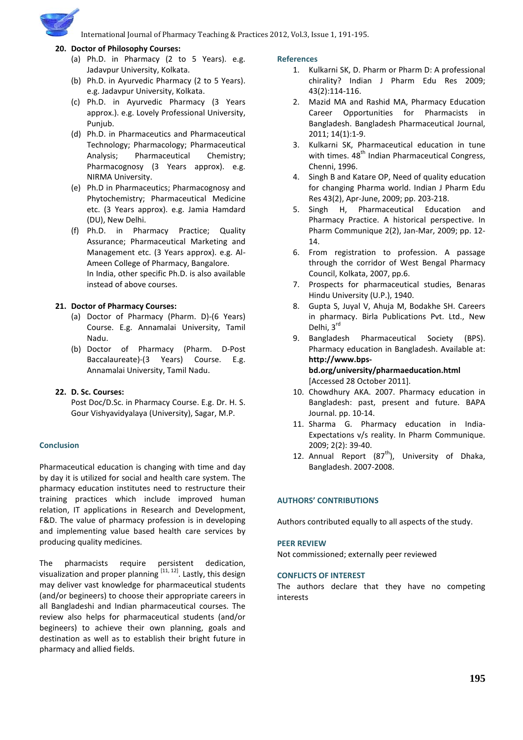**20. Doctor of Philosophy Courses:**

(a) Ph.D. in Pharmacy (2 to 5 Years). e.g. Jadavpur University, Kolkata.

(b) Ph.D. in Ayurvedic Pharmacy (2 to 5 Years). e.g. Jadavpur University, Kolkata.

(c) Ph.D. in Ayurvedic Pharmacy (3 Years approx.). e.g. Lovely Professional University, Punjub.

(d) Ph.D. in Pharmaceutics and Pharmaceutical Technology; Pharmacology; Pharmaceutical Analysis; Pharmaceutical Chemistry; Pharmacognosy (3 Years approx). e.g. NIRMA University.

(e) Ph.D in Pharmaceutics; Pharmacognosy and Phytochemistry; Pharmaceutical Medicine etc. (3 Years approx). e.g. Jamia Hamdard (DU), New Delhi.

(f) Ph.D. in Pharmacy Practice; Quality Assurance; Pharmaceutical Marketing and Management etc. (3 Years approx). e.g. Al-Ameen College of Pharmacy, Bangalore.
In India, other specific Ph.D. is also available instead of above courses.

**21. Doctor of Pharmacy Courses:**

(a) Doctor of Pharmacy (Pharm. D)-(6 Years) Course. E.g. Annamalai University, Tamil Nadu.

(b) Doctor of Pharmacy (Pharm. D-Post Baccalaureate)-(3 Years) Course. E.g. Annamalai University, Tamil Nadu.

**22. D. Sc. Courses:**

Post Doc/D.Sc. in Pharmacy Course. E.g. Dr. H. S. Gour Vishyavidyalaya (University), Sagar, M.P.

## Conclusion

Pharmaceutical education is changing with time and day by day it is utilized for social and health care system. The pharmacy education institutes need to restructure their training practices which include improved human relation, IT applications in Research and Development, F&D. The value of pharmacy profession is in developing and implementing value based health care services by producing quality medicines.

The pharmacists require persistent dedication, visualization and proper planning [11, 12]. Lastly, this design may deliver vast knowledge for pharmaceutical students (and/or begineers) to choose their appropriate careers in all Bangladeshi and Indian pharmaceutical courses. The review also helps for pharmaceutical students (and/or begineers) to achieve their own planning, goals and destination as well as to establish their bright future in pharmacy and allied fields.

## References

1. Kulkarni SK, D. Pharm or Pharm D: A professional chirality? Indian J Pharm Edu Res 2009; 43(2):114-116.
2. Mazid MA and Rashid MA, Pharmacy Education Career Opportunities for Pharmacists in Bangladesh. Bangladesh Pharmaceutical Journal, 2011; 14(1):1-9.
3. Kulkarni SK, Pharmaceutical education in tune with times. 48th Indian Pharmaceutical Congress, Chenni, 1996.
4. Singh B and Katare OP, Need of quality education for changing Pharma world. Indian J Pharm Edu Res 43(2), Apr-June, 2009; pp. 203-218.
5. Singh H, Pharmaceutical Education and Pharmacy Practice. A historical perspective. In Pharm Communique 2(2), Jan-Mar, 2009; pp. 12-14.
6. From registration to profession. A passage through the corridor of West Bengal Pharmacy Council, Kolkata, 2007, pp.6.
7. Prospects for pharmaceutical studies, Benaras Hindu University (U.P.), 1940.
8. Gupta S, Juyal V, Ahuja M, Bodakhe SH. Careers in pharmacy. Birla Publications Pvt. Ltd., New Delhi, 3rd
9. Bangladesh Pharmaceutical Society (BPS). Pharmacy education in Bangladesh. Available at: **http://www.bps-bd.org/university/pharmaeducation.html** [Accessed 28 October 2011].
10. Chowdhury AKA. 2007. Pharmacy education in Bangladesh: past, present and future. BAPA Journal. pp. 10-14.
11. Sharma G. Pharmacy education in India- Expectations v/s reality. In Pharm Communique. 2009; 2(2): 39-40.
12. Annual Report (87th), University of Dhaka, Bangladesh. 2007-2008.

## AUTHORS' CONTRIBUTIONS

Authors contributed equally to all aspects of the study.

## PEER REVIEW

Not commissioned; externally peer reviewed

## CONFLICTS OF INTEREST

The authors declare that they have no competing interests